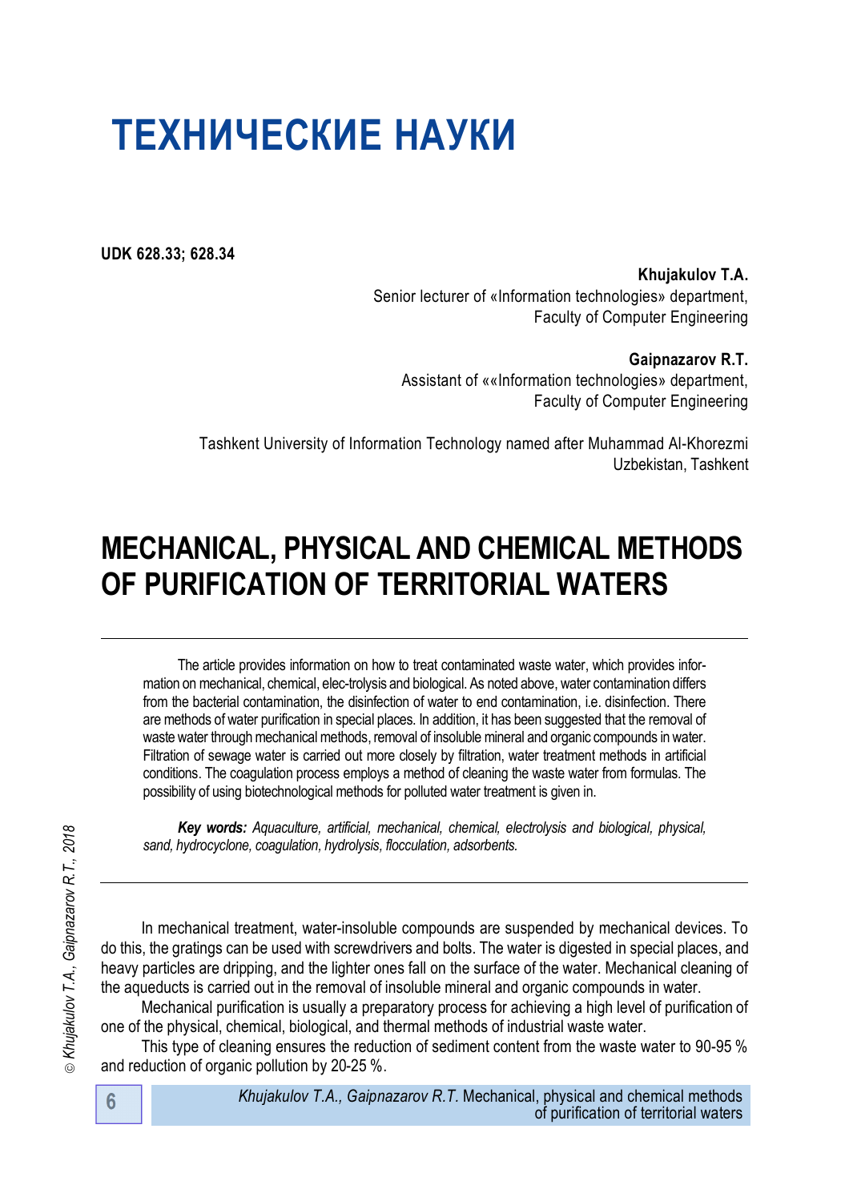# ТЕХНИЧЕСКИЕ НАУКИ

**UDK 628.33; 628.34**

**Khujakulov T.A.**
Senior lecturer of «Information technologies» department,
Faculty of Computer Engineering

**Gaipnazarov R.T.**
Assistant of ««Information technologies» department,
Faculty of Computer Engineering

Tashkent University of Information Technology named after Muhammad Al-Khorezmi
Uzbekistan, Tashkent

## MECHANICAL, PHYSICAL AND CHEMICAL METHODS OF PURIFICATION OF TERRITORIAL WATERS

The article provides information on how to treat contaminated waste water, which provides information on mechanical, chemical, elec-trolysis and biological. As noted above, water contamination differs from the bacterial contamination, the disinfection of water to end contamination, i.e. disinfection. There are methods of water purification in special places. In addition, it has been suggested that the removal of waste water through mechanical methods, removal of insoluble mineral and organic compounds in water. Filtration of sewage water is carried out more closely by filtration, water treatment methods in artificial conditions. The coagulation process employs a method of cleaning the waste water from formulas. The possibility of using biotechnological methods for polluted water treatment is given in.

***Key words:*** *Aquaculture, artificial, mechanical, chemical, electrolysis and biological, physical, sand, hydrocyclone, coagulation, hydrolysis, flocculation, adsorbents.*

In mechanical treatment, water-insoluble compounds are suspended by mechanical devices. To do this, the gratings can be used with screwdrivers and bolts. The water is digested in special places, and heavy particles are dripping, and the lighter ones fall on the surface of the water. Mechanical cleaning of the aqueducts is carried out in the removal of insoluble mineral and organic compounds in water.

Mechanical purification is usually a preparatory process for achieving a high level of purification of one of the physical, chemical, biological, and thermal methods of industrial waste water.

This type of cleaning ensures the reduction of sediment content from the waste water to 90-95 % and reduction of organic pollution by 20-25 %.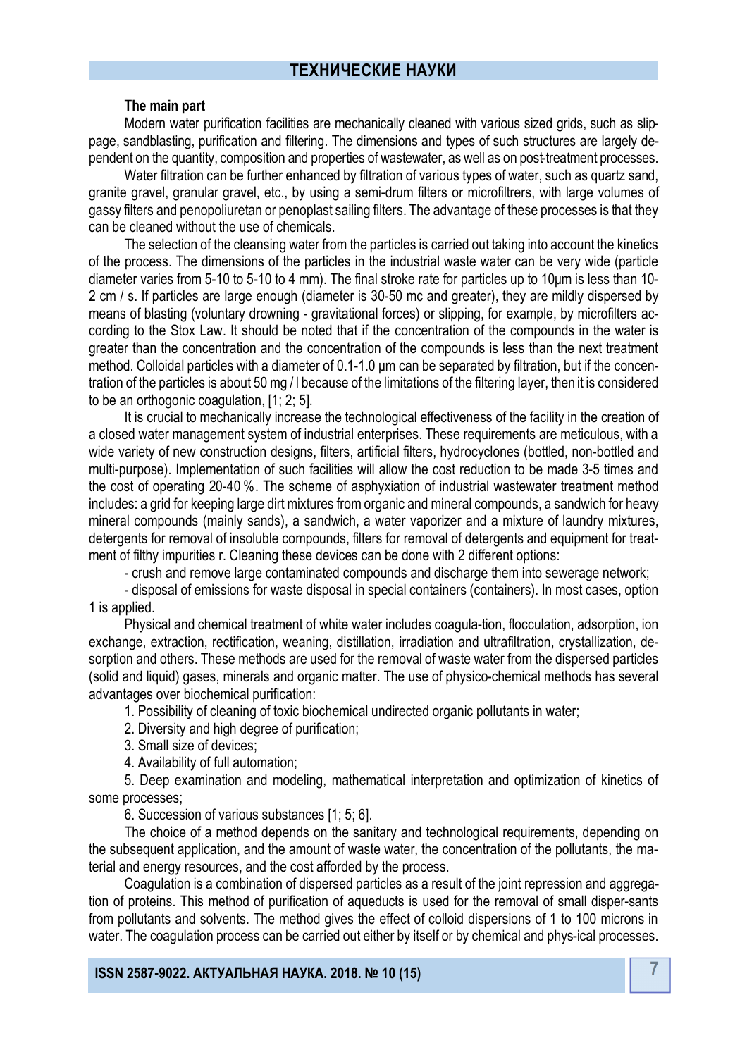### The main part

Modern water purification facilities are mechanically cleaned with various sized grids, such as slippage, sandblasting, purification and filtering. The dimensions and types of such structures are largely dependent on the quantity, composition and properties of wastewater, as well as on post-treatment processes.

Water filtration can be further enhanced by filtration of various types of water, such as quartz sand, granite gravel, granular gravel, etc., by using a semi-drum filters or microfiltrers, with large volumes of gassy filters and penopoliuretan or penoplast sailing filters. The advantage of these processes is that they can be cleaned without the use of chemicals.

The selection of the cleansing water from the particles is carried out taking into account the kinetics of the process. The dimensions of the particles in the industrial waste water can be very wide (particle diameter varies from 5-10 to 5-10 to 4 mm). The final stroke rate for particles up to 10μm is less than 10-2 cm / s. If particles are large enough (diameter is 30-50 mc and greater), they are mildly dispersed by means of blasting (voluntary drowning - gravitational forces) or slipping, for example, by microfilters according to the Stox Law. It should be noted that if the concentration of the compounds in the water is greater than the concentration and the concentration of the compounds is less than the next treatment method. Colloidal particles with a diameter of 0.1-1.0 μm can be separated by filtration, but if the concentration of the particles is about 50 mg / l because of the limitations of the filtering layer, then it is considered to be an orthogonic coagulation, [1; 2; 5].

It is crucial to mechanically increase the technological effectiveness of the facility in the creation of a closed water management system of industrial enterprises. These requirements are meticulous, with a wide variety of new construction designs, filters, artificial filters, hydrocyclones (bottled, non-bottled and multi-purpose). Implementation of such facilities will allow the cost reduction to be made 3-5 times and the cost of operating 20-40 %. The scheme of asphyxiation of industrial wastewater treatment method includes: a grid for keeping large dirt mixtures from organic and mineral compounds, a sandwich for heavy mineral compounds (mainly sands), a sandwich, a water vaporizer and a mixture of laundry mixtures, detergents for removal of insoluble compounds, filters for removal of detergents and equipment for treatment of filthy impurities r. Cleaning these devices can be done with 2 different options:

- crush and remove large contaminated compounds and discharge them into sewerage network;
- disposal of emissions for waste disposal in special containers (containers). In most cases, option 1 is applied.

Physical and chemical treatment of white water includes coagula-tion, flocculation, adsorption, ion exchange, extraction, rectification, weaning, distillation, irradiation and ultrafiltration, crystallization, desorption and others. These methods are used for the removal of waste water from the dispersed particles (solid and liquid) gases, minerals and organic matter. The use of physico-chemical methods has several advantages over biochemical purification:

1. Possibility of cleaning of toxic biochemical undirected organic pollutants in water;
2. Diversity and high degree of purification;
3. Small size of devices;
4. Availability of full automation;
5. Deep examination and modeling, mathematical interpretation and optimization of kinetics of some processes;
6. Succession of various substances [1; 5; 6].

The choice of a method depends on the sanitary and technological requirements, depending on the subsequent application, and the amount of waste water, the concentration of the pollutants, the material and energy resources, and the cost afforded by the process.

Coagulation is a combination of dispersed particles as a result of the joint repression and aggregation of proteins. This method of purification of aqueducts is used for the removal of small disper-sants from pollutants and solvents. The method gives the effect of colloid dispersions of 1 to 100 microns in water. The coagulation process can be carried out either by itself or by chemical and phys-ical processes.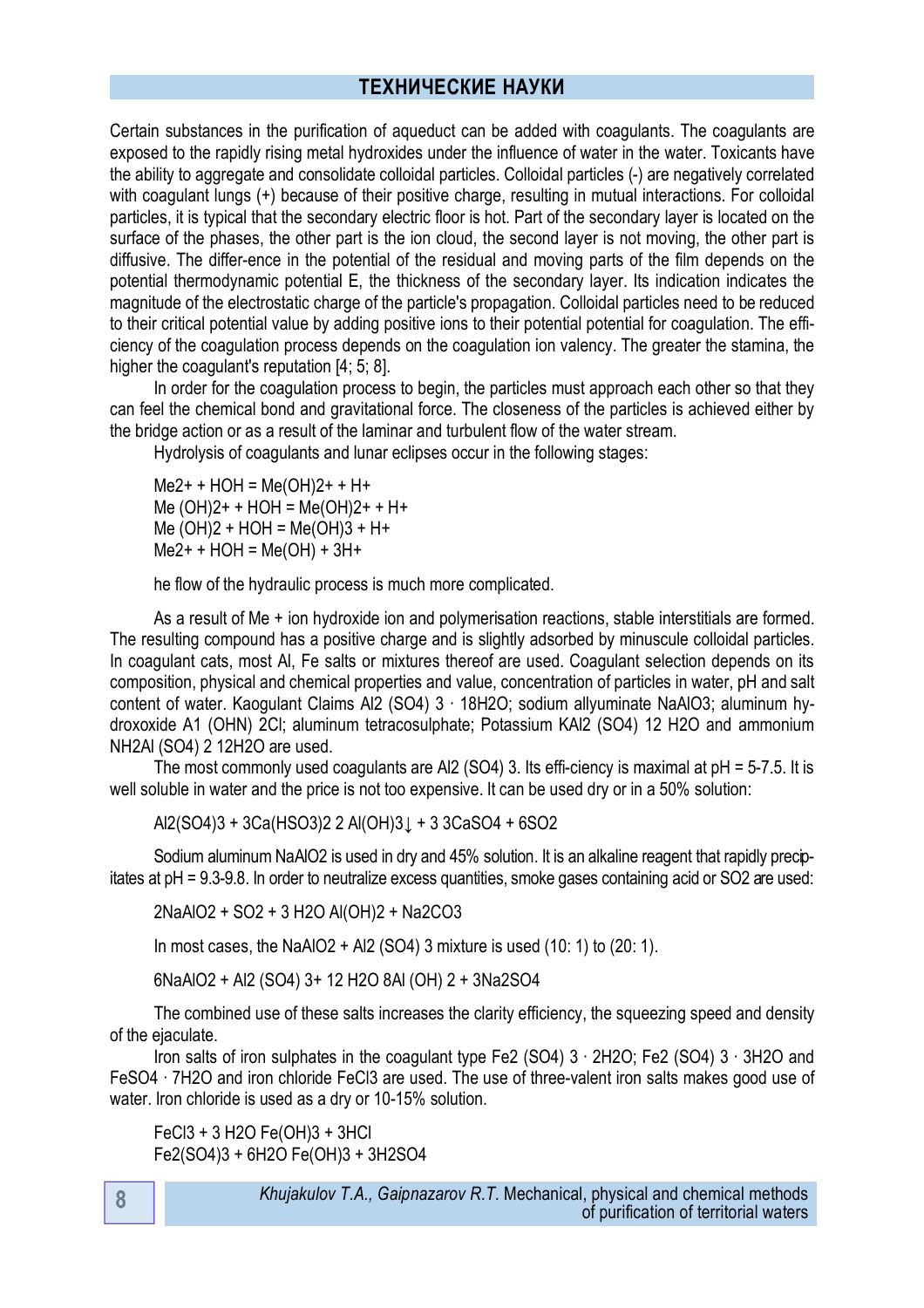Certain substances in the purification of aqueduct can be added with coagulants. The coagulants are exposed to the rapidly rising metal hydroxides under the influence of water in the water. Toxicants have the ability to aggregate and consolidate colloidal particles. Colloidal particles (-) are negatively correlated with coagulant lungs (+) because of their positive charge, resulting in mutual interactions. For colloidal particles, it is typical that the secondary electric floor is hot. Part of the secondary layer is located on the surface of the phases, the other part is the ion cloud, the second layer is not moving, the other part is diffusive. The differ-ence in the potential of the residual and moving parts of the film depends on the potential thermodynamic potential E, the thickness of the secondary layer. Its indication indicates the magnitude of the electrostatic charge of the particle's propagation. Colloidal particles need to be reduced to their critical potential value by adding positive ions to their potential potential for coagulation. The efficiency of the coagulation process depends on the coagulation ion valency. The greater the stamina, the higher the coagulant's reputation [4; 5; 8].

In order for the coagulation process to begin, the particles must approach each other so that they can feel the chemical bond and gravitational force. The closeness of the particles is achieved either by the bridge action or as a result of the laminar and turbulent flow of the water stream.

Hydrolysis of coagulants and lunar eclipses occur in the following stages:

$Me^{2+} + HOH = Me(OH)^{2+} + H^+$
$Me(OH)^{2+} + HOH = Me(OH)^{2+} + H^+$
$Me(OH)_2 + HOH = Me(OH)_3 + H^+$
$Me^{2+} + HOH = Me(OH) + 3H^+$

he flow of the hydraulic process is much more complicated.

As a result of Me + ion hydroxide ion and polymerisation reactions, stable interstitials are formed. The resulting compound has a positive charge and is slightly adsorbed by minuscule colloidal particles. In coagulant cats, most Al, Fe salts or mixtures thereof are used. Coagulant selection depends on its composition, physical and chemical properties and value, concentration of particles in water, pH and salt content of water. Kaogulant Claims $Al_2(SO_4)_3 \cdot 18H_2O$; sodium allyuminate $NaAlO_3$; aluminum hydroxide A1 (OHN) 2Cl; aluminum tetracosulphate; Potassium $KAl_2(SO_4)$ 12 $H_2O$ and ammonium $NH_2Al(SO_4)$ 2 12$H_2O$ are used.

The most commonly used coagulants are $Al_2(SO_4)_3$. Its effi-ciency is maximal at pH = 5-7.5. It is well soluble in water and the price is not too expensive. It can be used dry or in a 50% solution:

$Al_2(SO_4)_3 + 3Ca(HSO_3)_2$ 2 $Al(OH)_3\downarrow$ + 3 $3CaSO_4 + 6SO_2$

Sodium aluminum $NaAlO_2$ is used in dry and 45% solution. It is an alkaline reagent that rapidly precipitates at pH = 9.3-9.8. In order to neutralize excess quantities, smoke gases containing acid or $SO_2$ are used:

$2NaAlO_2 + SO_2 + 3H_2O$ $Al(OH)_2 + Na_2CO_3$

In most cases, the $NaAlO_2 + Al_2(SO_4)_3$ mixture is used (10: 1) to (20: 1).

$6NaAlO_2 + Al_2(SO_4)_3 + 12H_2O$ $8Al(OH)_2 + 3Na_2SO_4$

The combined use of these salts increases the clarity efficiency, the squeezing speed and density of the ejaculate.

Iron salts of iron sulphates in the coagulant type $Fe_2(SO_4)_3 \cdot 2H_2O$; $Fe_2(SO_4)_3 \cdot 3H_2O$ and $FeSO_4 \cdot 7H_2O$ and iron chloride $FeCl_3$ are used. The use of three-valent iron salts makes good use of water. Iron chloride is used as a dry or 10-15% solution.

$FeCl_3 + 3H_2O$ $Fe(OH)_3 + 3HCl$
$Fe_2(SO_4)_3 + 6H_2O$ $Fe(OH)_3 + 3H_2SO_4$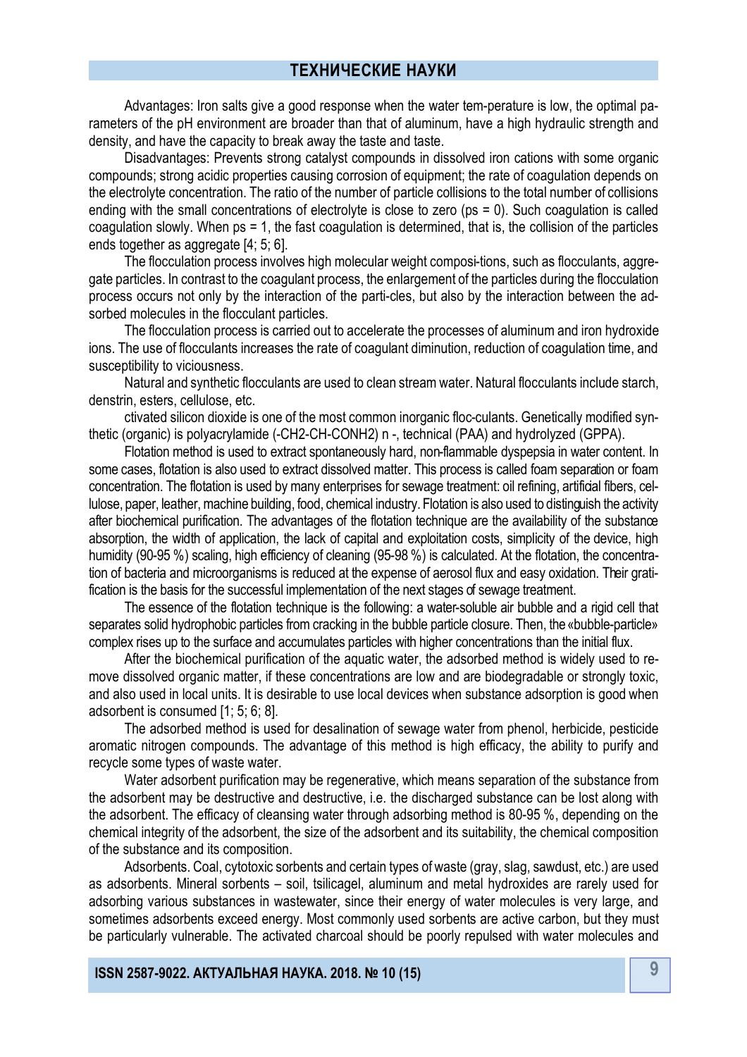Advantages: Iron salts give a good response when the water tem-perature is low, the optimal parameters of the pH environment are broader than that of aluminum, have a high hydraulic strength and density, and have the capacity to break away the taste and taste.

Disadvantages: Prevents strong catalyst compounds in dissolved iron cations with some organic compounds; strong acidic properties causing corrosion of equipment; the rate of coagulation depends on the electrolyte concentration. The ratio of the number of particle collisions to the total number of collisions ending with the small concentrations of electrolyte is close to zero (ps = 0). Such coagulation is called coagulation slowly. When ps = 1, the fast coagulation is determined, that is, the collision of the particles ends together as aggregate [4; 5; 6].

The flocculation process involves high molecular weight composi-tions, such as flocculants, aggregate particles. In contrast to the coagulant process, the enlargement of the particles during the flocculation process occurs not only by the interaction of the parti-cles, but also by the interaction between the adsorbed molecules in the flocculant particles.

The flocculation process is carried out to accelerate the processes of aluminum and iron hydroxide ions. The use of flocculants increases the rate of coagulant diminution, reduction of coagulation time, and susceptibility to viciousness.

Natural and synthetic flocculants are used to clean stream water. Natural flocculants include starch, denstrin, esters, cellulose, etc.

ctivated silicon dioxide is one of the most common inorganic floc-culants. Genetically modified synthetic (organic) is polyacrylamide (-CH2-CH-CONH2) n -, technical (PAA) and hydrolyzed (GPPA).

Flotation method is used to extract spontaneously hard, non-flammable dyspepsia in water content. In some cases, flotation is also used to extract dissolved matter. This process is called foam separation or foam concentration. The flotation is used by many enterprises for sewage treatment: oil refining, artificial fibers, cellulose, paper, leather, machine building, food, chemical industry. Flotation is also used to distinguish the activity after biochemical purification. The advantages of the flotation technique are the availability of the substance absorption, the width of application, the lack of capital and exploitation costs, simplicity of the device, high humidity (90-95 %) scaling, high efficiency of cleaning (95-98 %) is calculated. At the flotation, the concentration of bacteria and microorganisms is reduced at the expense of aerosol flux and easy oxidation. Their gratification is the basis for the successful implementation of the next stages of sewage treatment.

The essence of the flotation technique is the following: a water-soluble air bubble and a rigid cell that separates solid hydrophobic particles from cracking in the bubble particle closure. Then, the «bubble-particle» complex rises up to the surface and accumulates particles with higher concentrations than the initial flux.

After the biochemical purification of the aquatic water, the adsorbed method is widely used to remove dissolved organic matter, if these concentrations are low and are biodegradable or strongly toxic, and also used in local units. It is desirable to use local devices when substance adsorption is good when adsorbent is consumed [1; 5; 6; 8].

The adsorbed method is used for desalination of sewage water from phenol, herbicide, pesticide aromatic nitrogen compounds. The advantage of this method is high efficacy, the ability to purify and recycle some types of waste water.

Water adsorbent purification may be regenerative, which means separation of the substance from the adsorbent may be destructive and destructive, i.e. the discharged substance can be lost along with the adsorbent. The efficacy of cleansing water through adsorbing method is 80-95 %, depending on the chemical integrity of the adsorbent, the size of the adsorbent and its suitability, the chemical composition of the substance and its composition.

Adsorbents. Coal, cytotoxic sorbents and certain types of waste (gray, slag, sawdust, etc.) are used as adsorbents. Mineral sorbents – soil, tsilicagel, aluminum and metal hydroxides are rarely used for adsorbing various substances in wastewater, since their energy of water molecules is very large, and sometimes adsorbents exceed energy. Most commonly used sorbents are active carbon, but they must be particularly vulnerable. The activated charcoal should be poorly repulsed with water molecules and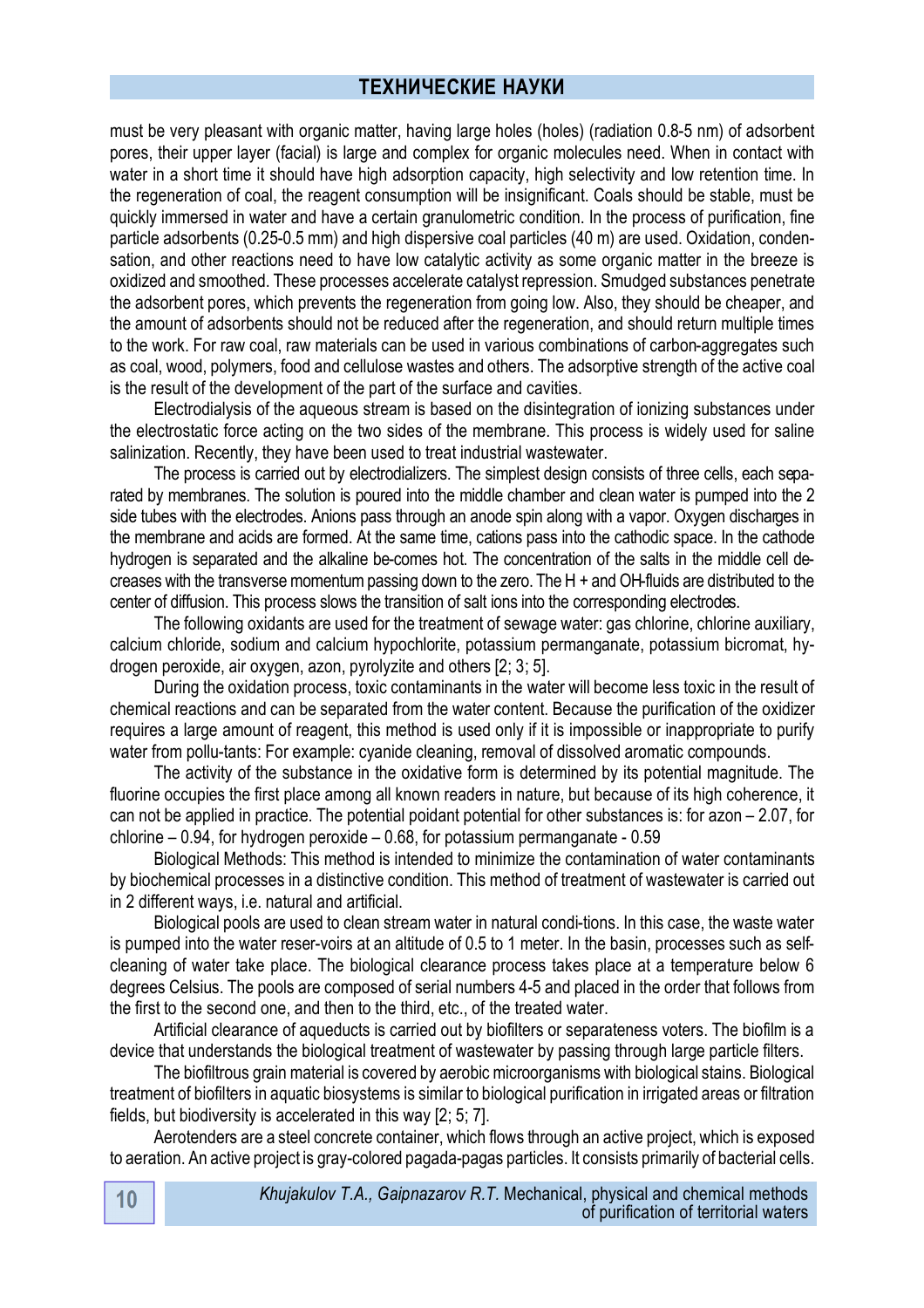must be very pleasant with organic matter, having large holes (holes) (radiation 0.8-5 nm) of adsorbent pores, their upper layer (facial) is large and complex for organic molecules need. When in contact with water in a short time it should have high adsorption capacity, high selectivity and low retention time. In the regeneration of coal, the reagent consumption will be insignificant. Coals should be stable, must be quickly immersed in water and have a certain granulometric condition. In the process of purification, fine particle adsorbents (0.25-0.5 mm) and high dispersive coal particles (40 m) are used. Oxidation, condensation, and other reactions need to have low catalytic activity as some organic matter in the breeze is oxidized and smoothed. These processes accelerate catalyst repression. Smudged substances penetrate the adsorbent pores, which prevents the regeneration from going low. Also, they should be cheaper, and the amount of adsorbents should not be reduced after the regeneration, and should return multiple times to the work. For raw coal, raw materials can be used in various combinations of carbon-aggregates such as coal, wood, polymers, food and cellulose wastes and others. The adsorptive strength of the active coal is the result of the development of the part of the surface and cavities.

Electrodialysis of the aqueous stream is based on the disintegration of ionizing substances under the electrostatic force acting on the two sides of the membrane. This process is widely used for saline salinization. Recently, they have been used to treat industrial wastewater.

The process is carried out by electrodializers. The simplest design consists of three cells, each separated by membranes. The solution is poured into the middle chamber and clean water is pumped into the 2 side tubes with the electrodes. Anions pass through an anode spin along with a vapor. Oxygen discharges in the membrane and acids are formed. At the same time, cations pass into the cathodic space. In the cathode hydrogen is separated and the alkaline be-comes hot. The concentration of the salts in the middle cell decreases with the transverse momentum passing down to the zero. The H + and OH-fluids are distributed to the center of diffusion. This process slows the transition of salt ions into the corresponding electrodes.

The following oxidants are used for the treatment of sewage water: gas chlorine, chlorine auxiliary, calcium chloride, sodium and calcium hypochlorite, potassium permanganate, potassium bicromat, hydrogen peroxide, air oxygen, azon, pyrolyzite and others [2; 3; 5].

During the oxidation process, toxic contaminants in the water will become less toxic in the result of chemical reactions and can be separated from the water content. Because the purification of the oxidizer requires a large amount of reagent, this method is used only if it is impossible or inappropriate to purify water from pollu-tants: For example: cyanide cleaning, removal of dissolved aromatic compounds.

The activity of the substance in the oxidative form is determined by its potential magnitude. The fluorine occupies the first place among all known readers in nature, but because of its high coherence, it can not be applied in practice. The potential poidant potential for other substances is: for azon – 2.07, for chlorine – 0.94, for hydrogen peroxide – 0.68, for potassium permanganate - 0.59

Biological Methods: This method is intended to minimize the contamination of water contaminants by biochemical processes in a distinctive condition. This method of treatment of wastewater is carried out in 2 different ways, i.e. natural and artificial.

Biological pools are used to clean stream water in natural condi-tions. In this case, the waste water is pumped into the water reser-voirs at an altitude of 0.5 to 1 meter. In the basin, processes such as self-cleaning of water take place. The biological clearance process takes place at a temperature below 6 degrees Celsius. The pools are composed of serial numbers 4-5 and placed in the order that follows from the first to the second one, and then to the third, etc., of the treated water.

Artificial clearance of aqueducts is carried out by biofilters or separateness voters. The biofilm is a device that understands the biological treatment of wastewater by passing through large particle filters.

The biofiltrous grain material is covered by aerobic microorganisms with biological stains. Biological treatment of biofilters in aquatic biosystems is similar to biological purification in irrigated areas or filtration fields, but biodiversity is accelerated in this way [2; 5; 7].

Aerotenders are a steel concrete container, which flows through an active project, which is exposed to aeration. An active project is gray-colored pagada-pagas particles. It consists primarily of bacterial cells.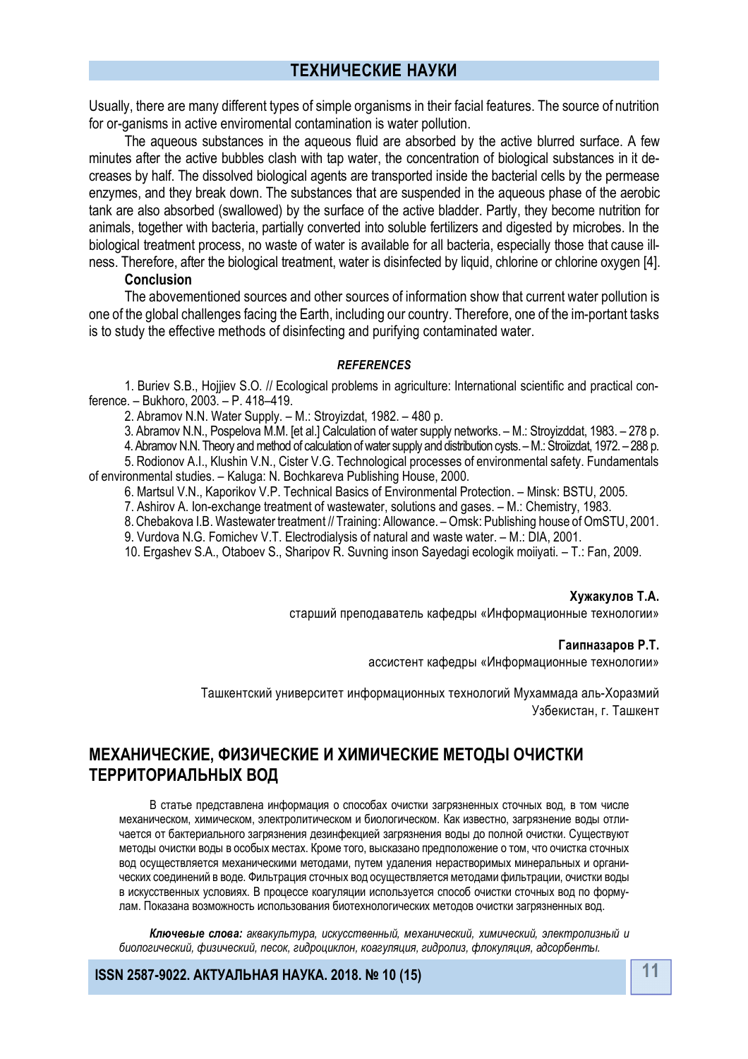Usually, there are many different types of simple organisms in their facial features. The source of nutrition for or-ganisms in active enviromental contamination is water pollution.

The aqueous substances in the aqueous fluid are absorbed by the active blurred surface. A few minutes after the active bubbles clash with tap water, the concentration of biological substances in it decreases by half. The dissolved biological agents are transported inside the bacterial cells by the permease enzymes, and they break down. The substances that are suspended in the aqueous phase of the aerobic tank are also absorbed (swallowed) by the surface of the active bladder. Partly, they become nutrition for animals, together with bacteria, partially converted into soluble fertilizers and digested by microbes. In the biological treatment process, no waste of water is available for all bacteria, especially those that cause illness. Therefore, after the biological treatment, water is disinfected by liquid, chlorine or chlorine oxygen [4].

**Conclusion**

The abovementioned sources and other sources of information show that current water pollution is one of the global challenges facing the Earth, including our country. Therefore, one of the im-portant tasks is to study the effective methods of disinfecting and purifying contaminated water.

***REFERENCES***

1. Buriev S.B., Hojjiev S.O. // Ecological problems in agriculture: International scientific and practical conference. – Bukhoro, 2003. – P. 418–419.
2. Abramov N.N. Water Supply. – M.: Stroyizdat, 1982. – 480 p.
3. Abramov N.N., Pospelova M.M. [et al.] Calculation of water supply networks. – M.: Stroyizddat, 1983. – 278 p.
4. Abramov N.N. Theory and method of calculation of water supply and distribution cysts. – M.: Stroiizdat, 1972. – 288 p.
5. Rodionov A.I., Klushin V.N., Cister V.G. Technological processes of environmental safety. Fundamentals of environmental studies. – Kaluga: N. Bochkareva Publishing House, 2000.
6. Martsul V.N., Kaporikov V.P. Technical Basics of Environmental Protection. – Minsk: BSTU, 2005.
7. Ashirov A. Ion-exchange treatment of wastewater, solutions and gases. – M.: Chemistry, 1983.
8. Chebakova I.B. Wastewater treatment // Training: Allowance. – Omsk: Publishing house of OmSTU, 2001.
9. Vurdova N.G. Fomichev V.T. Electrodialysis of natural and waste water. – M.: DIA, 2001.
10. Ergashev S.A., Otaboev S., Sharipov R. Suvning inson Sayedagi ecologik moiiyati. – T.: Fan, 2009.

**Хужакулов Т.А.**
старший преподаватель кафедры «Информационные технологии»

**Гаипназаров Р.Т.**
ассистент кафедры «Информационные технологии»

Ташкентский университет информационных технологий Мухаммада аль-Хоразмий
Узбекистан, г. Ташкент

## МЕХАНИЧЕСКИЕ, ФИЗИЧЕСКИЕ И ХИМИЧЕСКИЕ МЕТОДЫ ОЧИСТКИ ТЕРРИТОРИАЛЬНЫХ ВОД

В статье представлена информация о способах очистки загрязненных сточных вод, в том числе механическом, химическом, электролитическом и биологическом. Как известно, загрязнение воды отличается от бактериального загрязнения дезинфекцией загрязнения воды до полной очистки. Существуют методы очистки воды в особых местах. Кроме того, высказано предположение о том, что очистка сточных вод осуществляется механическими методами, путем удаления нерастворимых минеральных и органических соединений в воде. Фильтрация сточных вод осуществляется методами фильтрации, очистки воды в искусственных условиях. В процессе коагуляции используется способ очистки сточных вод по формулам. Показана возможность использования биотехнологических методов очистки загрязненных вод.

***Ключевые слова:*** *аквакультура, искусственный, механический, химический, электролизный и биологический, физический, песок, гидроциклон, коагуляция, гидролиз, флокуляция, адсорбенты.*